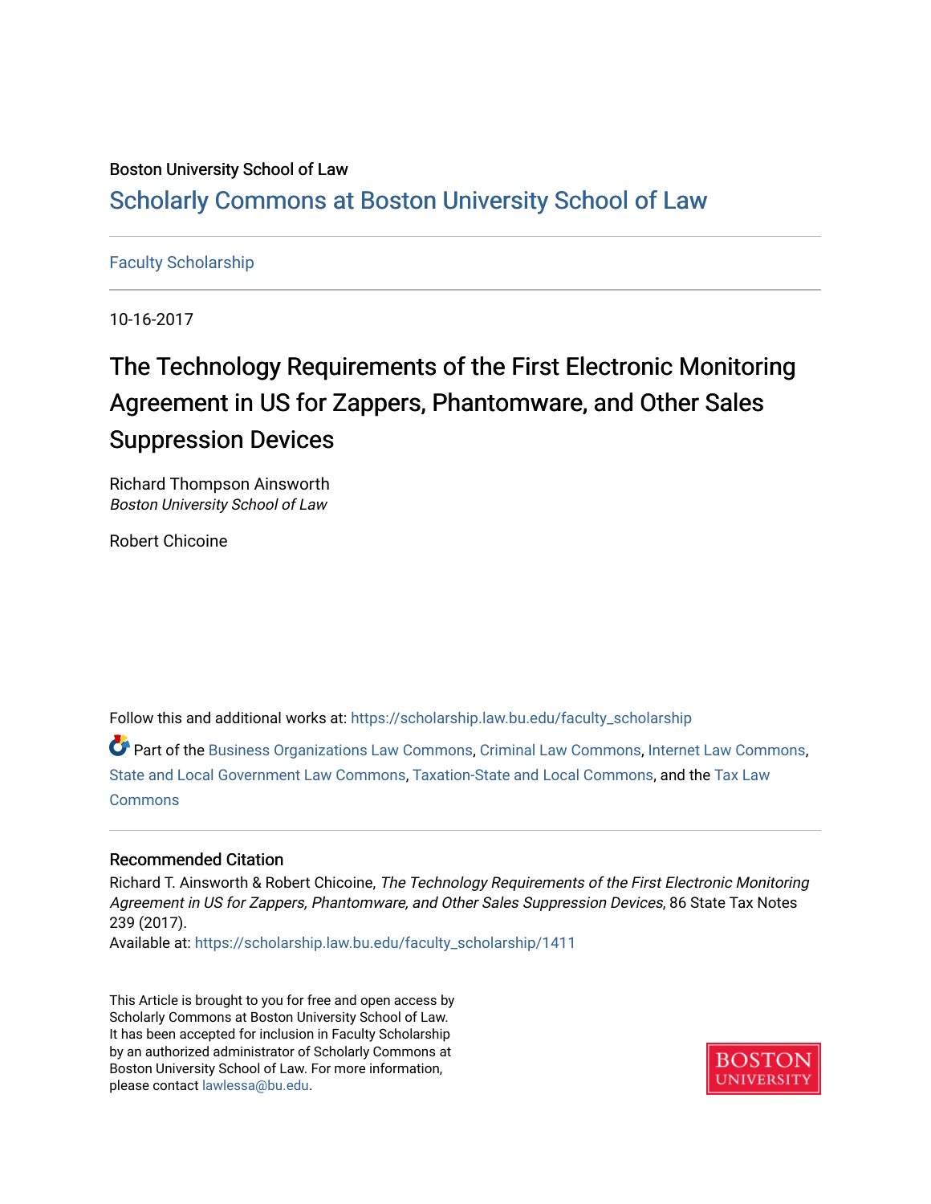Boston University School of Law

# Scholarly Commons at Boston University School of Law

Faculty Scholarship

10-16-2017

## The Technology Requirements of the First Electronic Monitoring Agreement in US for Zappers, Phantomware, and Other Sales Suppression Devices

Richard Thompson Ainsworth
*Boston University School of Law*

Robert Chicoine

Follow this and additional works at: https://scholarship.law.bu.edu/faculty_scholarship

Part of the Business Organizations Law Commons, Criminal Law Commons, Internet Law Commons, State and Local Government Law Commons, Taxation-State and Local Commons, and the Tax Law Commons

### Recommended Citation

Richard T. Ainsworth & Robert Chicoine, *The Technology Requirements of the First Electronic Monitoring Agreement in US for Zappers, Phantomware, and Other Sales Suppression Devices*, 86 State Tax Notes 239 (2017).
Available at: https://scholarship.law.bu.edu/faculty_scholarship/1411

This Article is brought to you for free and open access by Scholarly Commons at Boston University School of Law. It has been accepted for inclusion in Faculty Scholarship by an authorized administrator of Scholarly Commons at Boston University School of Law. For more information, please contact lawlessa@bu.edu.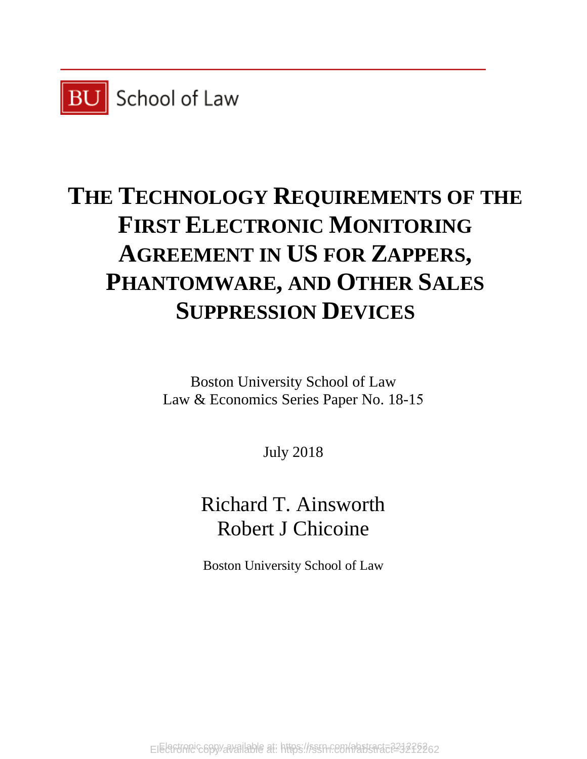BU School of Law

# THE TECHNOLOGY REQUIREMENTS OF THE FIRST ELECTRONIC MONITORING AGREEMENT IN US FOR ZAPPERS, PHANTOMWARE, AND OTHER SALES SUPPRESSION DEVICES

Boston University School of Law
Law & Economics Series Paper No. 18-15

July 2018

Richard T. Ainsworth
Robert J Chicoine

Boston University School of Law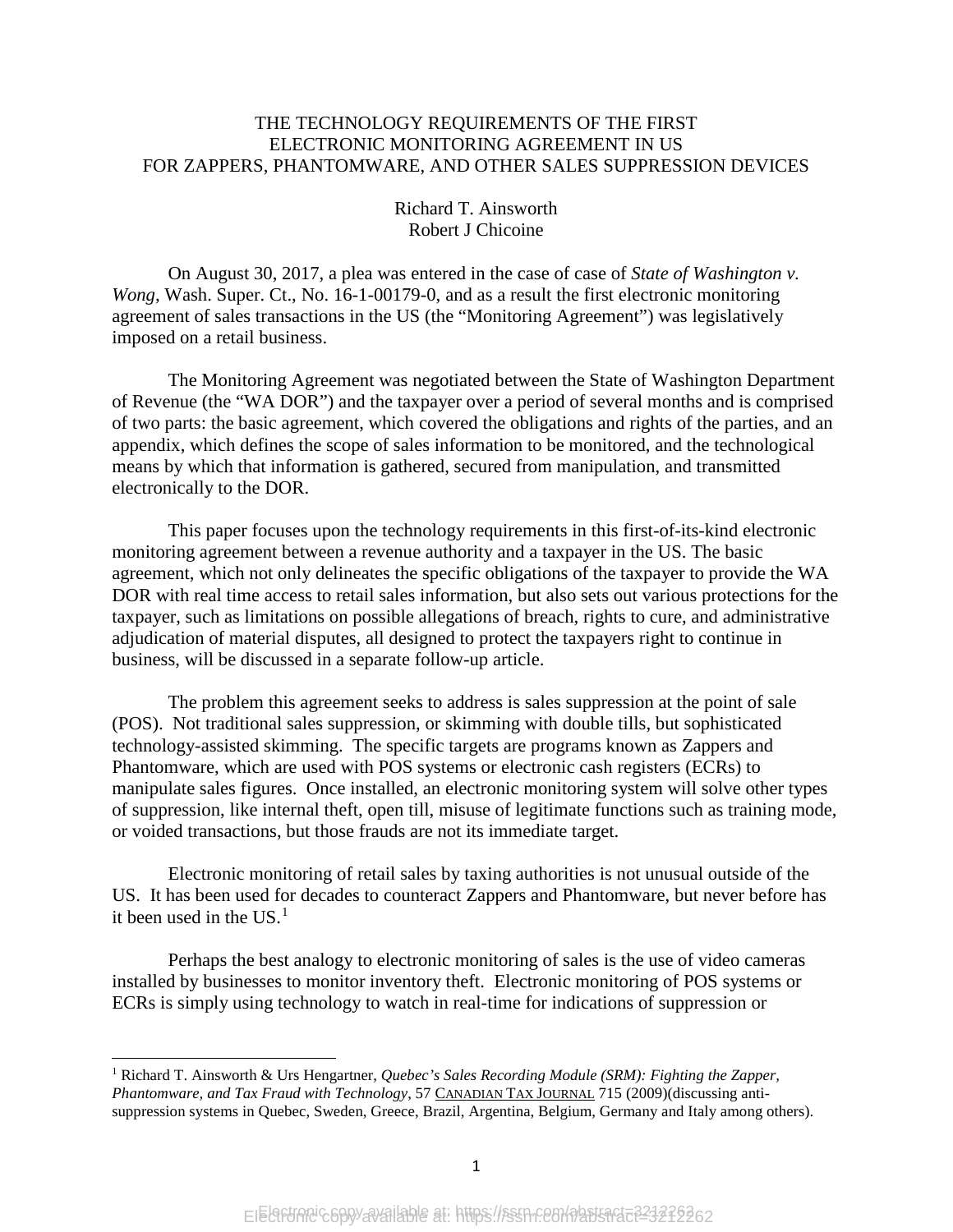# THE TECHNOLOGY REQUIREMENTS OF THE FIRST ELECTRONIC MONITORING AGREEMENT IN US FOR ZAPPERS, PHANTOMWARE, AND OTHER SALES SUPPRESSION DEVICES

Richard T. Ainsworth
Robert J Chicoine

On August 30, 2017, a plea was entered in the case of case of *State of Washington v. Wong*, Wash. Super. Ct., No. 16-1-00179-0, and as a result the first electronic monitoring agreement of sales transactions in the US (the "Monitoring Agreement") was legislatively imposed on a retail business.

The Monitoring Agreement was negotiated between the State of Washington Department of Revenue (the "WA DOR") and the taxpayer over a period of several months and is comprised of two parts: the basic agreement, which covered the obligations and rights of the parties, and an appendix, which defines the scope of sales information to be monitored, and the technological means by which that information is gathered, secured from manipulation, and transmitted electronically to the DOR.

This paper focuses upon the technology requirements in this first-of-its-kind electronic monitoring agreement between a revenue authority and a taxpayer in the US. The basic agreement, which not only delineates the specific obligations of the taxpayer to provide the WA DOR with real time access to retail sales information, but also sets out various protections for the taxpayer, such as limitations on possible allegations of breach, rights to cure, and administrative adjudication of material disputes, all designed to protect the taxpayers right to continue in business, will be discussed in a separate follow-up article.

The problem this agreement seeks to address is sales suppression at the point of sale (POS). Not traditional sales suppression, or skimming with double tills, but sophisticated technology-assisted skimming. The specific targets are programs known as Zappers and Phantomware, which are used with POS systems or electronic cash registers (ECRs) to manipulate sales figures. Once installed, an electronic monitoring system will solve other types of suppression, like internal theft, open till, misuse of legitimate functions such as training mode, or voided transactions, but those frauds are not its immediate target.

Electronic monitoring of retail sales by taxing authorities is not unusual outside of the US. It has been used for decades to counteract Zappers and Phantomware, but never before has it been used in the US.[1]

Perhaps the best analogy to electronic monitoring of sales is the use of video cameras installed by businesses to monitor inventory theft. Electronic monitoring of POS systems or ECRs is simply using technology to watch in real-time for indications of suppression or

---

[1] Richard T. Ainsworth & Urs Hengartner, *Quebec's Sales Recording Module (SRM): Fighting the Zapper, Phantomware, and Tax Fraud with Technology*, 57 CANADIAN TAX JOURNAL 715 (2009)(discussing anti-suppression systems in Quebec, Sweden, Greece, Brazil, Argentina, Belgium, Germany and Italy among others).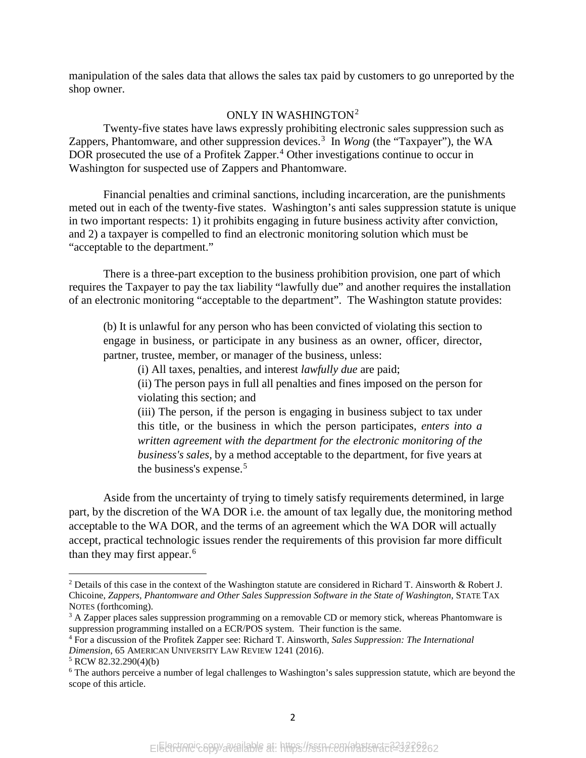manipulation of the sales data that allows the sales tax paid by customers to go unreported by the shop owner.

## ONLY IN WASHINGTON[2]

Twenty-five states have laws expressly prohibiting electronic sales suppression such as Zappers, Phantomware, and other suppression devices.[3] In *Wong* (the "Taxpayer"), the WA DOR prosecuted the use of a Profitek Zapper.[4] Other investigations continue to occur in Washington for suspected use of Zappers and Phantomware.

Financial penalties and criminal sanctions, including incarceration, are the punishments meted out in each of the twenty-five states. Washington's anti sales suppression statute is unique in two important respects: 1) it prohibits engaging in future business activity after conviction, and 2) a taxpayer is compelled to find an electronic monitoring solution which must be "acceptable to the department."

There is a three-part exception to the business prohibition provision, one part of which requires the Taxpayer to pay the tax liability "lawfully due" and another requires the installation of an electronic monitoring "acceptable to the department". The Washington statute provides:

> (b) It is unlawful for any person who has been convicted of violating this section to engage in business, or participate in any business as an owner, officer, director, partner, trustee, member, or manager of the business, unless:
>
> (i) All taxes, penalties, and interest *lawfully due* are paid;
>
> (ii) The person pays in full all penalties and fines imposed on the person for violating this section; and
>
> (iii) The person, if the person is engaging in business subject to tax under this title, or the business in which the person participates, *enters into a written agreement with the department for the electronic monitoring of the business's sales*, by a method acceptable to the department, for five years at the business's expense.[5]

Aside from the uncertainty of trying to timely satisfy requirements determined, in large part, by the discretion of the WA DOR i.e. the amount of tax legally due, the monitoring method acceptable to the WA DOR, and the terms of an agreement which the WA DOR will actually accept, practical technologic issues render the requirements of this provision far more difficult than they may first appear.[6]

---

[2] Details of this case in the context of the Washington statute are considered in Richard T. Ainsworth & Robert J. Chicoine, *Zappers, Phantomware and Other Sales Suppression Software in the State of Washington*, STATE TAX NOTES (forthcoming).

[3] A Zapper places sales suppression programming on a removable CD or memory stick, whereas Phantomware is suppression programming installed on a ECR/POS system. Their function is the same.

[4] For a discussion of the Profitek Zapper see: Richard T. Ainsworth, *Sales Suppression: The International Dimension*, 65 AMERICAN UNIVERSITY LAW REVIEW 1241 (2016).

[5] RCW 82.32.290(4)(b)

[6] The authors perceive a number of legal challenges to Washington's sales suppression statute, which are beyond the scope of this article.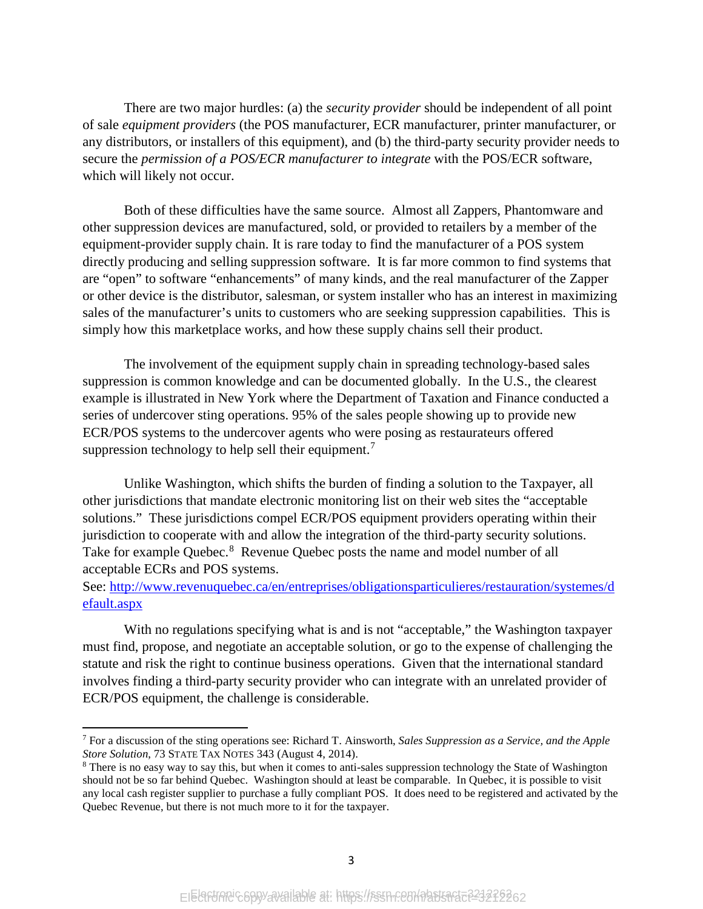There are two major hurdles: (a) the *security provider* should be independent of all point of sale *equipment providers* (the POS manufacturer, ECR manufacturer, printer manufacturer, or any distributors, or installers of this equipment), and (b) the third-party security provider needs to secure the *permission of a POS/ECR manufacturer to integrate* with the POS/ECR software, which will likely not occur.

Both of these difficulties have the same source. Almost all Zappers, Phantomware and other suppression devices are manufactured, sold, or provided to retailers by a member of the equipment-provider supply chain. It is rare today to find the manufacturer of a POS system directly producing and selling suppression software. It is far more common to find systems that are "open" to software "enhancements" of many kinds, and the real manufacturer of the Zapper or other device is the distributor, salesman, or system installer who has an interest in maximizing sales of the manufacturer's units to customers who are seeking suppression capabilities. This is simply how this marketplace works, and how these supply chains sell their product.

The involvement of the equipment supply chain in spreading technology-based sales suppression is common knowledge and can be documented globally. In the U.S., the clearest example is illustrated in New York where the Department of Taxation and Finance conducted a series of undercover sting operations. 95% of the sales people showing up to provide new ECR/POS systems to the undercover agents who were posing as restaurateurs offered suppression technology to help sell their equipment.[7]

Unlike Washington, which shifts the burden of finding a solution to the Taxpayer, all other jurisdictions that mandate electronic monitoring list on their web sites the "acceptable solutions." These jurisdictions compel ECR/POS equipment providers operating within their jurisdiction to cooperate with and allow the integration of the third-party security solutions. Take for example Quebec.[8] Revenue Quebec posts the name and model number of all acceptable ECRs and POS systems.
See: [http://www.revenuquebec.ca/en/entreprises/obligationsparticulieres/restauration/systemes/default.aspx](http://www.revenuquebec.ca/en/entreprises/obligationsparticulieres/restauration/systemes/default.aspx)

With no regulations specifying what is and is not "acceptable," the Washington taxpayer must find, propose, and negotiate an acceptable solution, or go to the expense of challenging the statute and risk the right to continue business operations. Given that the international standard involves finding a third-party security provider who can integrate with an unrelated provider of ECR/POS equipment, the challenge is considerable.

---

[7] For a discussion of the sting operations see: Richard T. Ainsworth, *Sales Suppression as a Service, and the Apple Store Solution*, 73 STATE TAX NOTES 343 (August 4, 2014).

[8] There is no easy way to say this, but when it comes to anti-sales suppression technology the State of Washington should not be so far behind Quebec. Washington should at least be comparable. In Quebec, it is possible to visit any local cash register supplier to purchase a fully compliant POS. It does need to be registered and activated by the Quebec Revenue, but there is not much more to it for the taxpayer.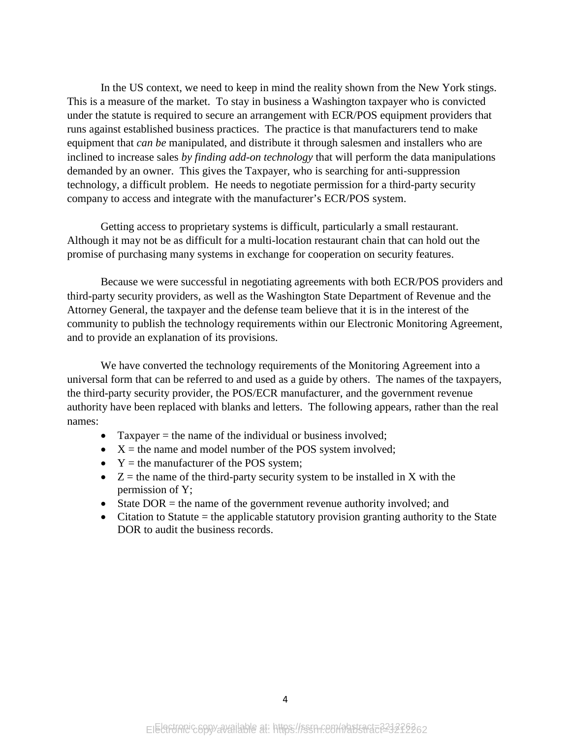In the US context, we need to keep in mind the reality shown from the New York stings. This is a measure of the market. To stay in business a Washington taxpayer who is convicted under the statute is required to secure an arrangement with ECR/POS equipment providers that runs against established business practices. The practice is that manufacturers tend to make equipment that *can be* manipulated, and distribute it through salesmen and installers who are inclined to increase sales *by finding add-on technology* that will perform the data manipulations demanded by an owner. This gives the Taxpayer, who is searching for anti-suppression technology, a difficult problem. He needs to negotiate permission for a third-party security company to access and integrate with the manufacturer's ECR/POS system.

Getting access to proprietary systems is difficult, particularly a small restaurant. Although it may not be as difficult for a multi-location restaurant chain that can hold out the promise of purchasing many systems in exchange for cooperation on security features.

Because we were successful in negotiating agreements with both ECR/POS providers and third-party security providers, as well as the Washington State Department of Revenue and the Attorney General, the taxpayer and the defense team believe that it is in the interest of the community to publish the technology requirements within our Electronic Monitoring Agreement, and to provide an explanation of its provisions.

We have converted the technology requirements of the Monitoring Agreement into a universal form that can be referred to and used as a guide by others. The names of the taxpayers, the third-party security provider, the POS/ECR manufacturer, and the government revenue authority have been replaced with blanks and letters. The following appears, rather than the real names:

- Taxpayer = the name of the individual or business involved;
- X = the name and model number of the POS system involved;
- Y = the manufacturer of the POS system;
- Z = the name of the third-party security system to be installed in X with the permission of Y;
- State DOR = the name of the government revenue authority involved; and
- Citation to Statute = the applicable statutory provision granting authority to the State DOR to audit the business records.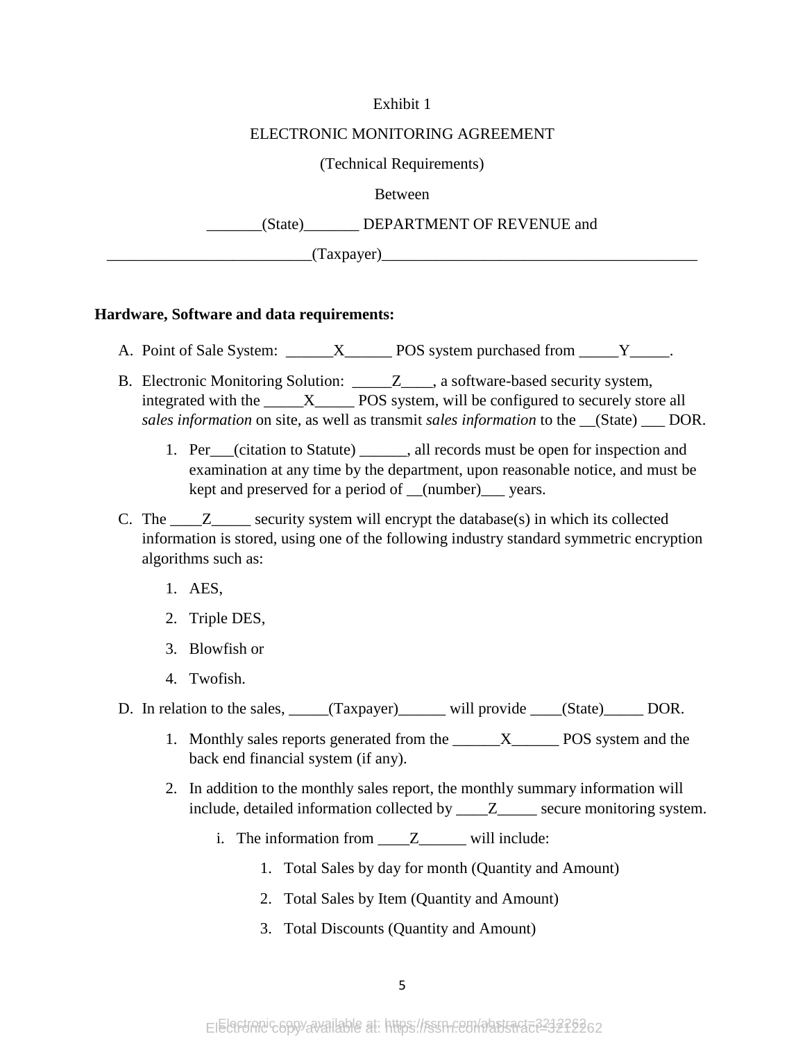Exhibit 1

ELECTRONIC MONITORING AGREEMENT

(Technical Requirements)

Between

_______(State)_______ DEPARTMENT OF REVENUE and

__________________________(Taxpayer)_________________________________________

**Hardware, Software and data requirements:**

A. Point of Sale System: ______X______ POS system purchased from _____Y_____.

B. Electronic Monitoring Solution: _____Z____, a software-based security system, integrated with the _____X_____ POS system, will be configured to securely store all *sales information* on site, as well as transmit *sales information* to the __(State) ___ DOR.

   1. Per___(citation to Statute) ______, all records must be open for inspection and examination at any time by the department, upon reasonable notice, and must be kept and preserved for a period of __(number)___ years.

C. The ____Z_____ security system will encrypt the database(s) in which its collected information is stored, using one of the following industry standard symmetric encryption algorithms such as:

   1. AES,
   2. Triple DES,
   3. Blowfish or
   4. Twofish.

D. In relation to the sales, _____(Taxpayer)______ will provide ____(State)_____ DOR.

   1. Monthly sales reports generated from the ______X______ POS system and the back end financial system (if any).
   2. In addition to the monthly sales report, the monthly summary information will include, detailed information collected by ____Z_____ secure monitoring system.
      i. The information from ____Z______ will include:
         1. Total Sales by day for month (Quantity and Amount)
         2. Total Sales by Item (Quantity and Amount)
         3. Total Discounts (Quantity and Amount)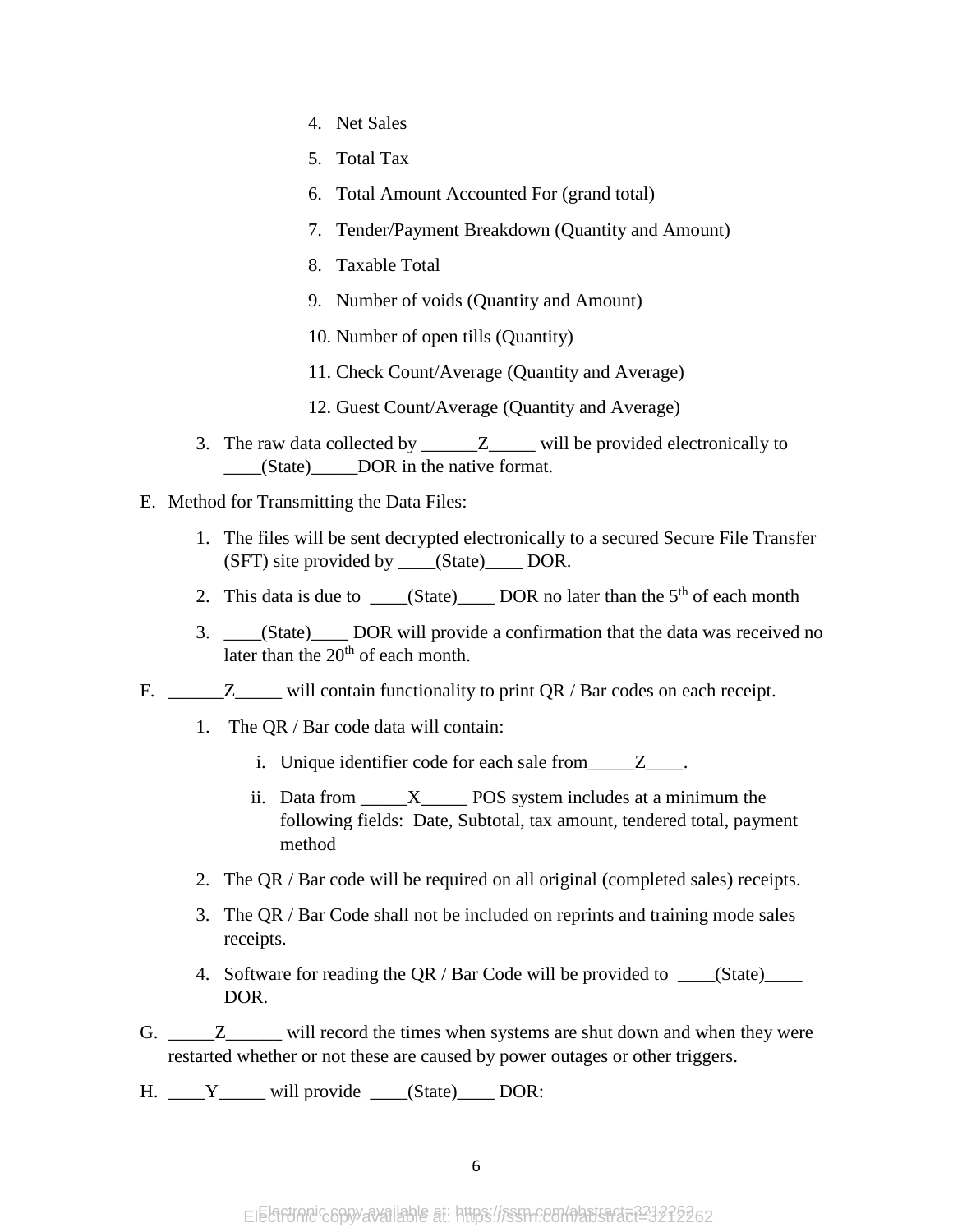4. Net Sales
5. Total Tax
6. Total Amount Accounted For (grand total)
7. Tender/Payment Breakdown (Quantity and Amount)
8. Taxable Total
9. Number of voids (Quantity and Amount)
10. Number of open tills (Quantity)
11. Check Count/Average (Quantity and Average)
12. Guest Count/Average (Quantity and Average)

3. The raw data collected by ______Z_____ will be provided electronically to ____(State)_____DOR in the native format.

E. Method for Transmitting the Data Files:

1. The files will be sent decrypted electronically to a secured Secure File Transfer (SFT) site provided by ____(State)____ DOR.
2. This data is due to ____(State)____ DOR no later than the 5th of each month
3. ____(State)____ DOR will provide a confirmation that the data was received no later than the 20th of each month.

F. ______Z_____ will contain functionality to print QR / Bar codes on each receipt.

1. The QR / Bar code data will contain:
   i. Unique identifier code for each sale from_____Z____.
   ii. Data from _____X_____ POS system includes at a minimum the following fields: Date, Subtotal, tax amount, tendered total, payment method
2. The QR / Bar code will be required on all original (completed sales) receipts.
3. The QR / Bar Code shall not be included on reprints and training mode sales receipts.
4. Software for reading the QR / Bar Code will be provided to ____(State)____ DOR.

G. _____Z______ will record the times when systems are shut down and when they were restarted whether or not these are caused by power outages or other triggers.

H. ____Y_____ will provide ____(State)____ DOR: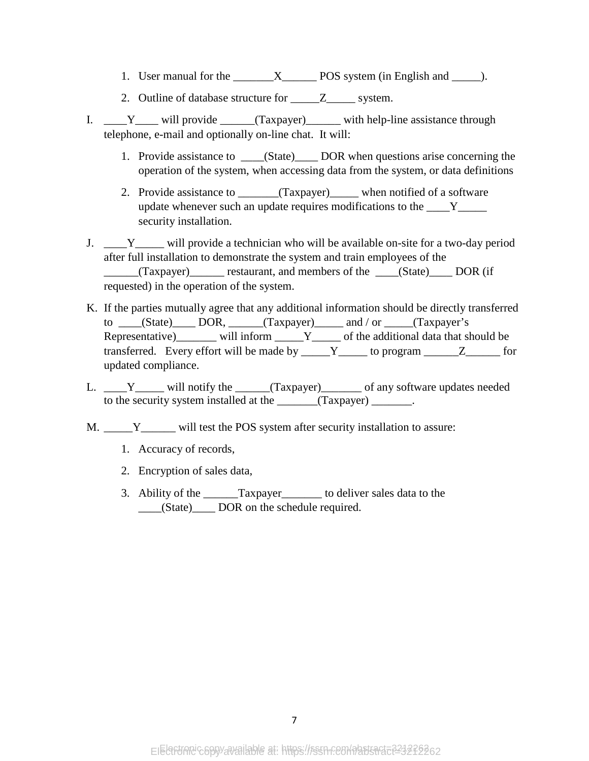1. User manual for the _______X______ POS system (in English and _____).
2. Outline of database structure for _____Z_____ system.

I. ____Y____ will provide ______(Taxpayer)______ with help-line assistance through telephone, e-mail and optionally on-line chat. It will:

   1. Provide assistance to ____(State)____ DOR when questions arise concerning the operation of the system, when accessing data from the system, or data definitions
   2. Provide assistance to _______(Taxpayer)_____ when notified of a software update whenever such an update requires modifications to the ____Y_____ security installation.

J. ____Y_____ will provide a technician who will be available on-site for a two-day period after full installation to demonstrate the system and train employees of the ______(Taxpayer)______ restaurant, and members of the ____(State)____ DOR (if requested) in the operation of the system.

K. If the parties mutually agree that any additional information should be directly transferred to ____(State)____ DOR, ______(Taxpayer)_____ and / or _____(Taxpayer's Representative)_______ will inform _____Y_____ of the additional data that should be transferred. Every effort will be made by _____Y_____ to program ______Z______ for updated compliance.

L. ____Y_____ will notify the ______(Taxpayer)_______ of any software updates needed to the security system installed at the _______(Taxpayer) _______.

M. _____Y______ will test the POS system after security installation to assure:

   1. Accuracy of records,
   2. Encryption of sales data,
   3. Ability of the ______Taxpayer_______ to deliver sales data to the ____(State)____ DOR on the schedule required.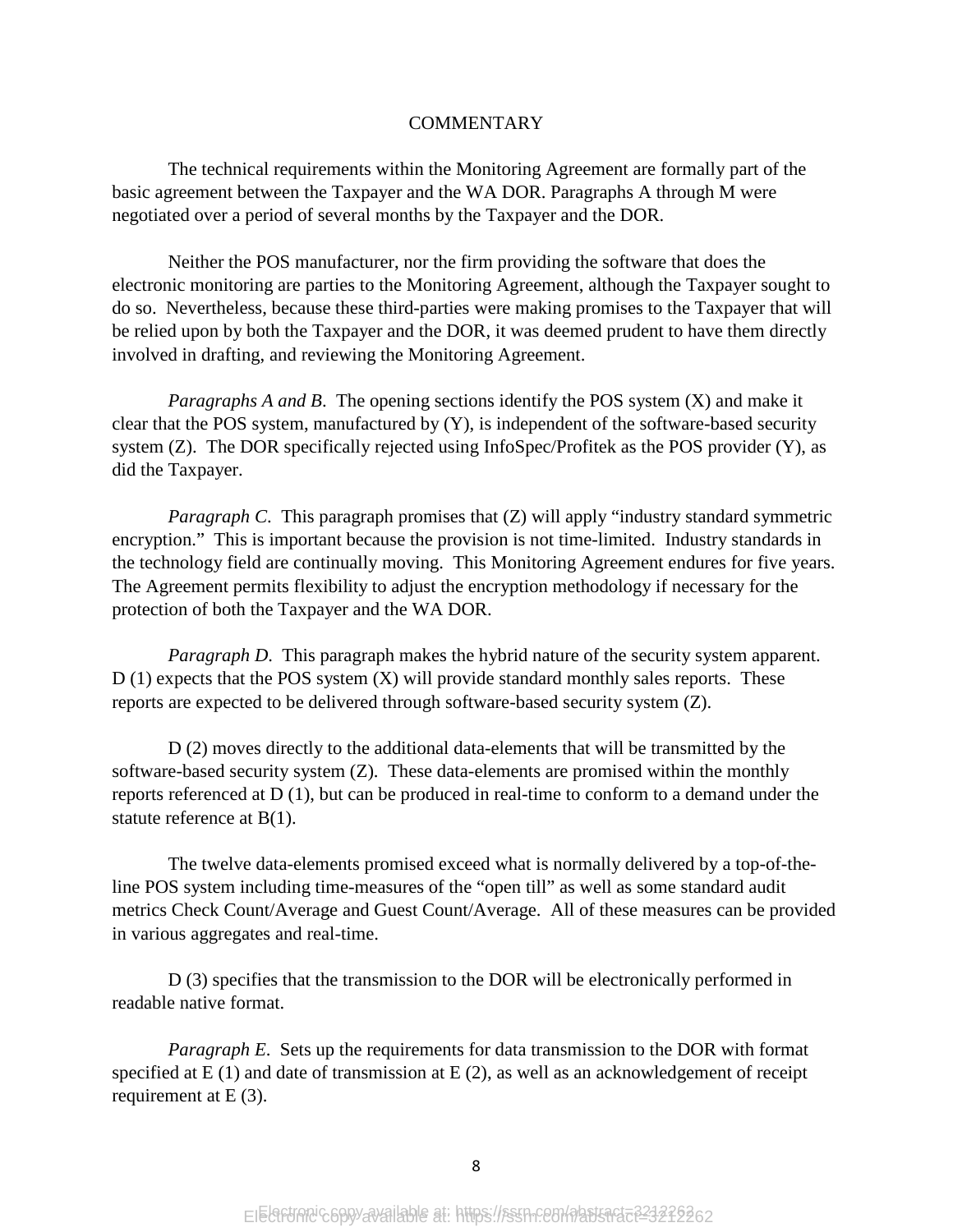COMMENTARY

The technical requirements within the Monitoring Agreement are formally part of the basic agreement between the Taxpayer and the WA DOR. Paragraphs A through M were negotiated over a period of several months by the Taxpayer and the DOR.

Neither the POS manufacturer, nor the firm providing the software that does the electronic monitoring are parties to the Monitoring Agreement, although the Taxpayer sought to do so. Nevertheless, because these third-parties were making promises to the Taxpayer that will be relied upon by both the Taxpayer and the DOR, it was deemed prudent to have them directly involved in drafting, and reviewing the Monitoring Agreement.

*Paragraphs A and B*. The opening sections identify the POS system (X) and make it clear that the POS system, manufactured by (Y), is independent of the software-based security system (Z). The DOR specifically rejected using InfoSpec/Profitek as the POS provider (Y), as did the Taxpayer.

*Paragraph C*. This paragraph promises that (Z) will apply "industry standard symmetric encryption." This is important because the provision is not time-limited. Industry standards in the technology field are continually moving. This Monitoring Agreement endures for five years. The Agreement permits flexibility to adjust the encryption methodology if necessary for the protection of both the Taxpayer and the WA DOR.

*Paragraph D*. This paragraph makes the hybrid nature of the security system apparent. D (1) expects that the POS system (X) will provide standard monthly sales reports. These reports are expected to be delivered through software-based security system (Z).

D (2) moves directly to the additional data-elements that will be transmitted by the software-based security system (Z). These data-elements are promised within the monthly reports referenced at D (1), but can be produced in real-time to conform to a demand under the statute reference at B(1).

The twelve data-elements promised exceed what is normally delivered by a top-of-the-line POS system including time-measures of the "open till" as well as some standard audit metrics Check Count/Average and Guest Count/Average. All of these measures can be provided in various aggregates and real-time.

D (3) specifies that the transmission to the DOR will be electronically performed in readable native format.

*Paragraph E*. Sets up the requirements for data transmission to the DOR with format specified at E (1) and date of transmission at E (2), as well as an acknowledgement of receipt requirement at E (3).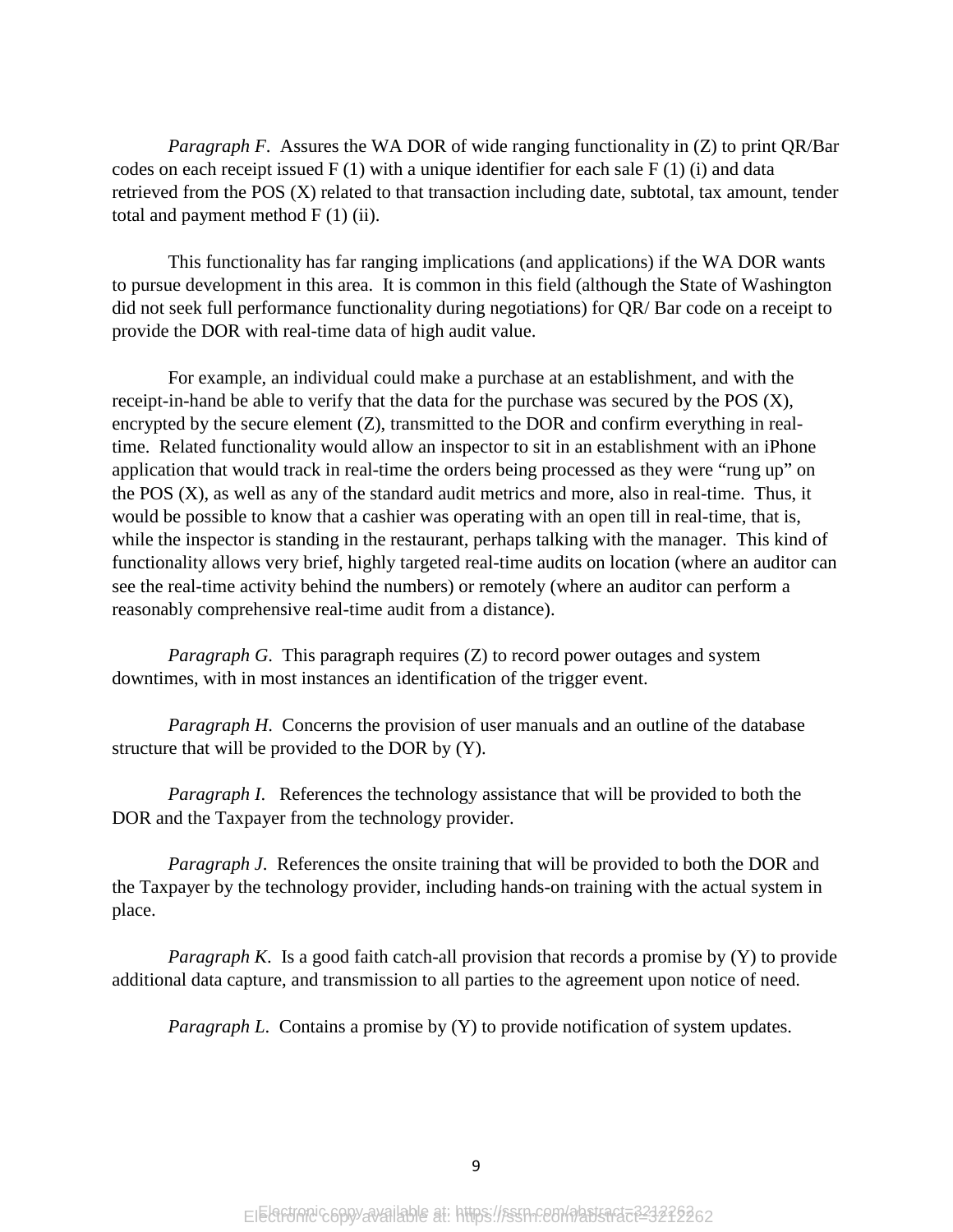*Paragraph F*. Assures the WA DOR of wide ranging functionality in (Z) to print QR/Bar codes on each receipt issued F (1) with a unique identifier for each sale F (1) (i) and data retrieved from the POS (X) related to that transaction including date, subtotal, tax amount, tender total and payment method F (1) (ii).

This functionality has far ranging implications (and applications) if the WA DOR wants to pursue development in this area. It is common in this field (although the State of Washington did not seek full performance functionality during negotiations) for QR/ Bar code on a receipt to provide the DOR with real-time data of high audit value.

For example, an individual could make a purchase at an establishment, and with the receipt-in-hand be able to verify that the data for the purchase was secured by the POS (X), encrypted by the secure element (Z), transmitted to the DOR and confirm everything in real-time. Related functionality would allow an inspector to sit in an establishment with an iPhone application that would track in real-time the orders being processed as they were "rung up" on the POS (X), as well as any of the standard audit metrics and more, also in real-time. Thus, it would be possible to know that a cashier was operating with an open till in real-time, that is, while the inspector is standing in the restaurant, perhaps talking with the manager. This kind of functionality allows very brief, highly targeted real-time audits on location (where an auditor can see the real-time activity behind the numbers) or remotely (where an auditor can perform a reasonably comprehensive real-time audit from a distance).

*Paragraph G*. This paragraph requires (Z) to record power outages and system downtimes, with in most instances an identification of the trigger event.

*Paragraph H*. Concerns the provision of user manuals and an outline of the database structure that will be provided to the DOR by (Y).

*Paragraph I*. References the technology assistance that will be provided to both the DOR and the Taxpayer from the technology provider.

*Paragraph J*. References the onsite training that will be provided to both the DOR and the Taxpayer by the technology provider, including hands-on training with the actual system in place.

*Paragraph K*. Is a good faith catch-all provision that records a promise by (Y) to provide additional data capture, and transmission to all parties to the agreement upon notice of need.

*Paragraph L*. Contains a promise by (Y) to provide notification of system updates.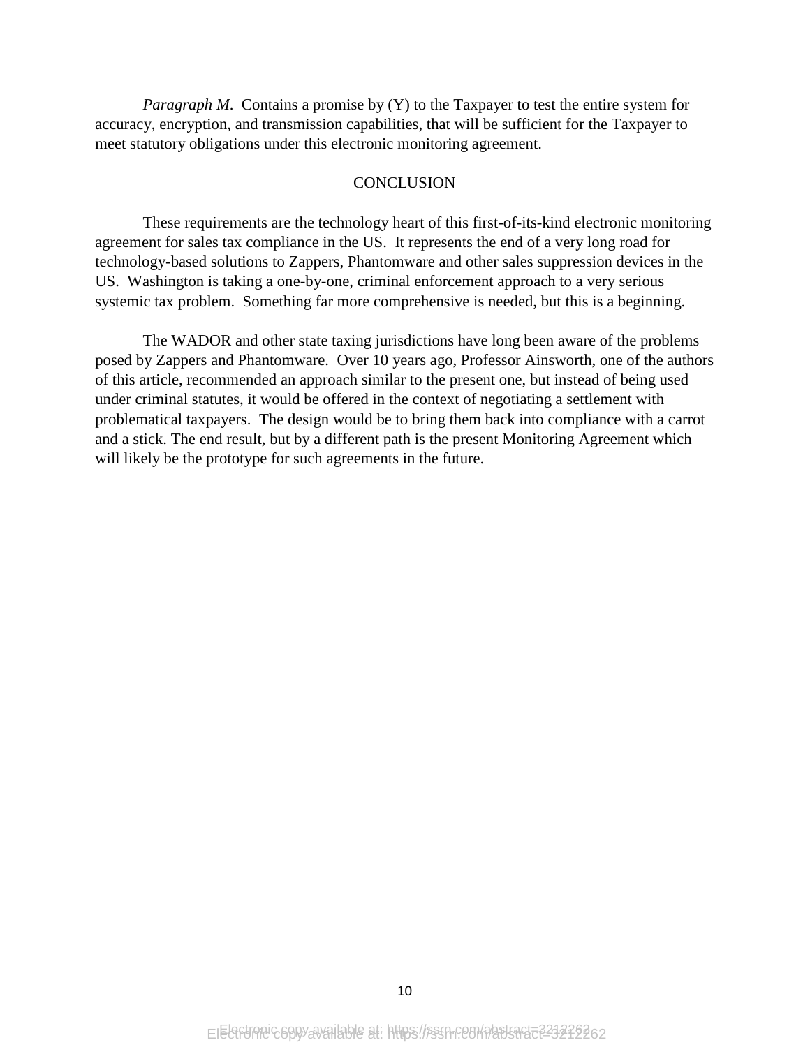*Paragraph M*. Contains a promise by (Y) to the Taxpayer to test the entire system for accuracy, encryption, and transmission capabilities, that will be sufficient for the Taxpayer to meet statutory obligations under this electronic monitoring agreement.

## CONCLUSION

These requirements are the technology heart of this first-of-its-kind electronic monitoring agreement for sales tax compliance in the US. It represents the end of a very long road for technology-based solutions to Zappers, Phantomware and other sales suppression devices in the US. Washington is taking a one-by-one, criminal enforcement approach to a very serious systemic tax problem. Something far more comprehensive is needed, but this is a beginning.

The WADOR and other state taxing jurisdictions have long been aware of the problems posed by Zappers and Phantomware. Over 10 years ago, Professor Ainsworth, one of the authors of this article, recommended an approach similar to the present one, but instead of being used under criminal statutes, it would be offered in the context of negotiating a settlement with problematical taxpayers. The design would be to bring them back into compliance with a carrot and a stick. The end result, but by a different path is the present Monitoring Agreement which will likely be the prototype for such agreements in the future.